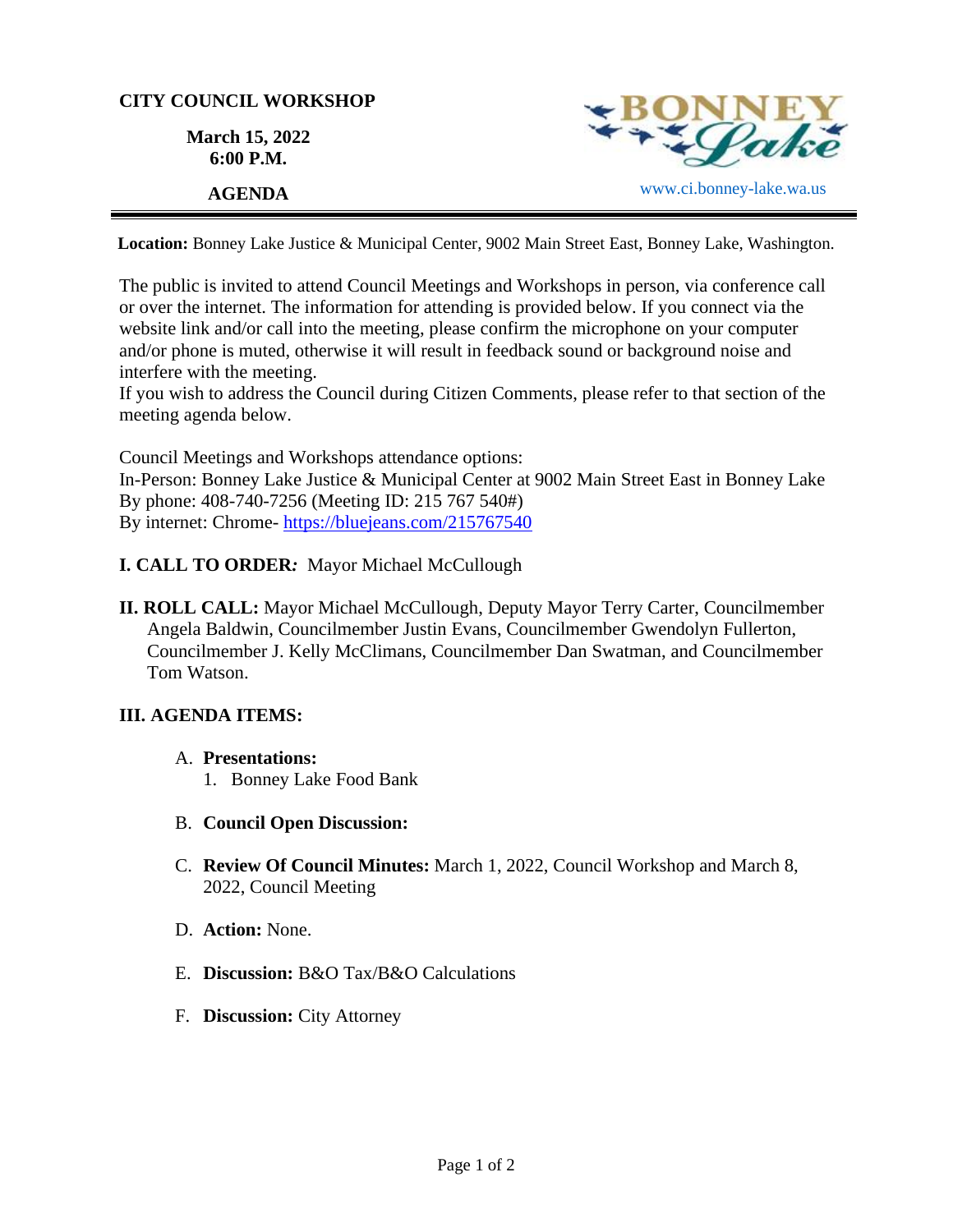# CITY COUNCIL WORKSHOP

**March 15, 2022**
**6:00 P.M.**

**AGENDA**

BONNEY Lake

www.ci.bonney-lake.wa.us

**Location:** Bonney Lake Justice & Municipal Center, 9002 Main Street East, Bonney Lake, Washington.

The public is invited to attend Council Meetings and Workshops in person, via conference call or over the internet. The information for attending is provided below. If you connect via the website link and/or call into the meeting, please confirm the microphone on your computer and/or phone is muted, otherwise it will result in feedback sound or background noise and interfere with the meeting.
If you wish to address the Council during Citizen Comments, please refer to that section of the meeting agenda below.

Council Meetings and Workshops attendance options:
In-Person: Bonney Lake Justice & Municipal Center at 9002 Main Street East in Bonney Lake
By phone: 408-740-7256 (Meeting ID: 215 767 540#)
By internet: Chrome- https://bluejeans.com/215767540

**I. CALL TO ORDER:** Mayor Michael McCullough

**II. ROLL CALL:** Mayor Michael McCullough, Deputy Mayor Terry Carter, Councilmember Angela Baldwin, Councilmember Justin Evans, Councilmember Gwendolyn Fullerton, Councilmember J. Kelly McClimans, Councilmember Dan Swatman, and Councilmember Tom Watson.

**III. AGENDA ITEMS:**

A. **Presentations:**
   1. Bonney Lake Food Bank

B. **Council Open Discussion:**

C. **Review Of Council Minutes:** March 1, 2022, Council Workshop and March 8, 2022, Council Meeting

D. **Action:** None.

E. **Discussion:** B&O Tax/B&O Calculations

F. **Discussion:** City Attorney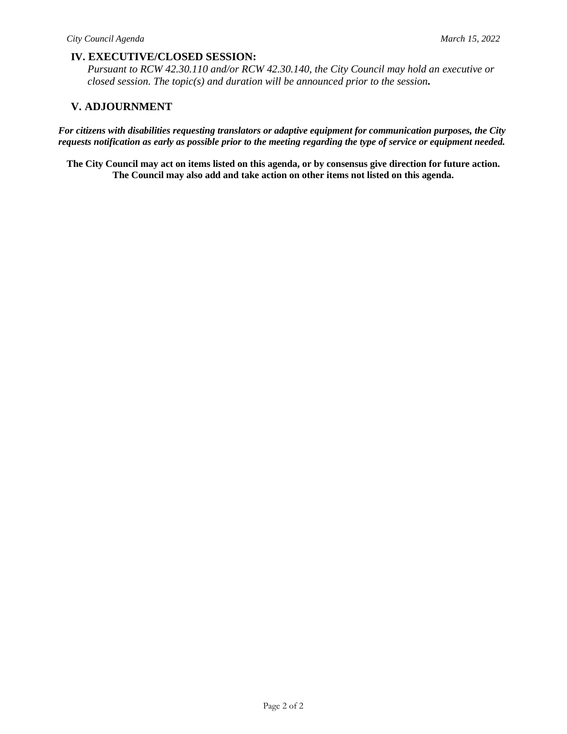## IV. EXECUTIVE/CLOSED SESSION:

*Pursuant to RCW 42.30.110 and/or RCW 42.30.140, the City Council may hold an executive or closed session. The topic(s) and duration will be announced prior to the session.*

## V. ADJOURNMENT

***For citizens with disabilities requesting translators or adaptive equipment for communication purposes, the City requests notification as early as possible prior to the meeting regarding the type of service or equipment needed.***

**The City Council may act on items listed on this agenda, or by consensus give direction for future action. The Council may also add and take action on other items not listed on this agenda.**